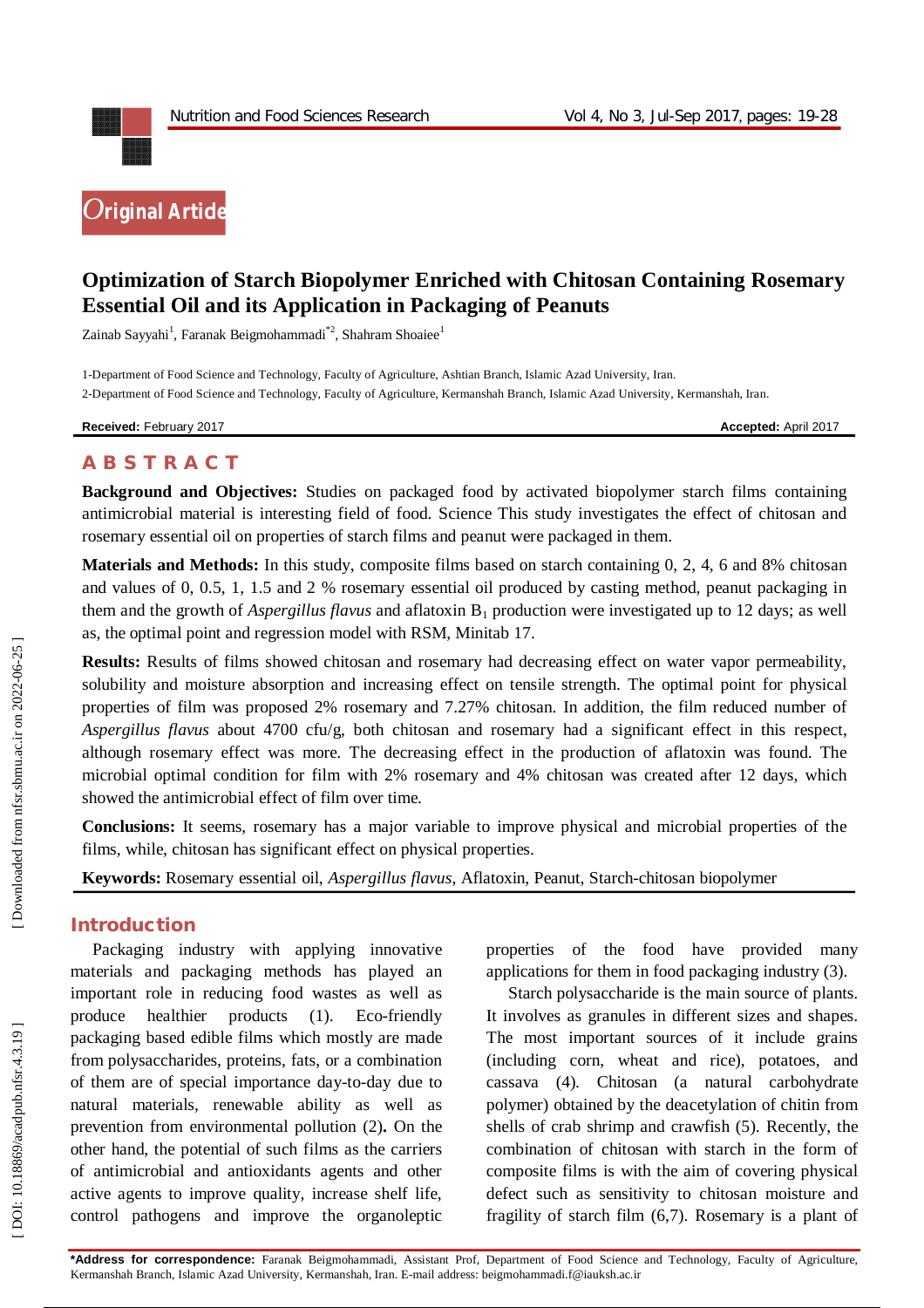Original Article

# Optimization of Starch Biopolymer Enriched with Chitosan Containing Rosemary Essential Oil and its Application in Packaging of Peanuts

Zainab Sayyahi[1], Faranak Beigmohammadi[*2], Shahram Shoaiee[1]

1-Department of Food Science and Technology, Faculty of Agriculture, Ashtian Branch, Islamic Azad University, Iran.

2-Department of Food Science and Technology, Faculty of Agriculture, Kermanshah Branch, Islamic Azad University, Kermanshah, Iran.

**Received:** February 2017 **Accepted:** April 2017

## ABSTRACT

**Background and Objectives:** Studies on packaged food by activated biopolymer starch films containing antimicrobial material is interesting field of food. Science This study investigates the effect of chitosan and rosemary essential oil on properties of starch films and peanut were packaged in them.

**Materials and Methods:** In this study, composite films based on starch containing 0, 2, 4, 6 and 8% chitosan and values of 0, 0.5, 1, 1.5 and 2 % rosemary essential oil produced by casting method, peanut packaging in them and the growth of *Aspergillus flavus* and aflatoxin $B_1$ production were investigated up to 12 days; as well as, the optimal point and regression model with RSM, Minitab 17.

**Results:** Results of films showed chitosan and rosemary had decreasing effect on water vapor permeability, solubility and moisture absorption and increasing effect on tensile strength. The optimal point for physical properties of film was proposed 2% rosemary and 7.27% chitosan. In addition, the film reduced number of *Aspergillus flavus* about 4700 cfu/g, both chitosan and rosemary had a significant effect in this respect, although rosemary effect was more. The decreasing effect in the production of aflatoxin was found. The microbial optimal condition for film with 2% rosemary and 4% chitosan was created after 12 days, which showed the antimicrobial effect of film over time.

**Conclusions:** It seems, rosemary has a major variable to improve physical and microbial properties of the films, while, chitosan has significant effect on physical properties.

**Keywords:** Rosemary essential oil, *Aspergillus flavus*, Aflatoxin, Peanut, Starch-chitosan biopolymer

## Introduction

Packaging industry with applying innovative materials and packaging methods has played an important role in reducing food wastes as well as produce healthier products (1). Eco-friendly packaging based edible films which mostly are made from polysaccharides, proteins, fats, or a combination of them are of special importance day-to-day due to natural materials, renewable ability as well as prevention from environmental pollution (2). On the other hand, the potential of such films as the carriers of antimicrobial and antioxidants agents and other active agents to improve quality, increase shelf life, control pathogens and improve the organoleptic properties of the food have provided many applications for them in food packaging industry (3).

Starch polysaccharide is the main source of plants. It involves as granules in different sizes and shapes. The most important sources of it include grains (including corn, wheat and rice), potatoes, and cassava (4). Chitosan (a natural carbohydrate polymer) obtained by the deacetylation of chitin from shells of crab shrimp and crawfish (5). Recently, the combination of chitosan with starch in the form of composite films is with the aim of covering physical defect such as sensitivity to chitosan moisture and fragility of starch film (6,7). Rosemary is a plant of

**\*Address for correspondence:** Faranak Beigmohammadi, Assistant Prof, Department of Food Science and Technology, Faculty of Agriculture, Kermanshah Branch, Islamic Azad University, Kermanshah, Iran. E-mail address: beigmohammadi.f@iauksh.ac.ir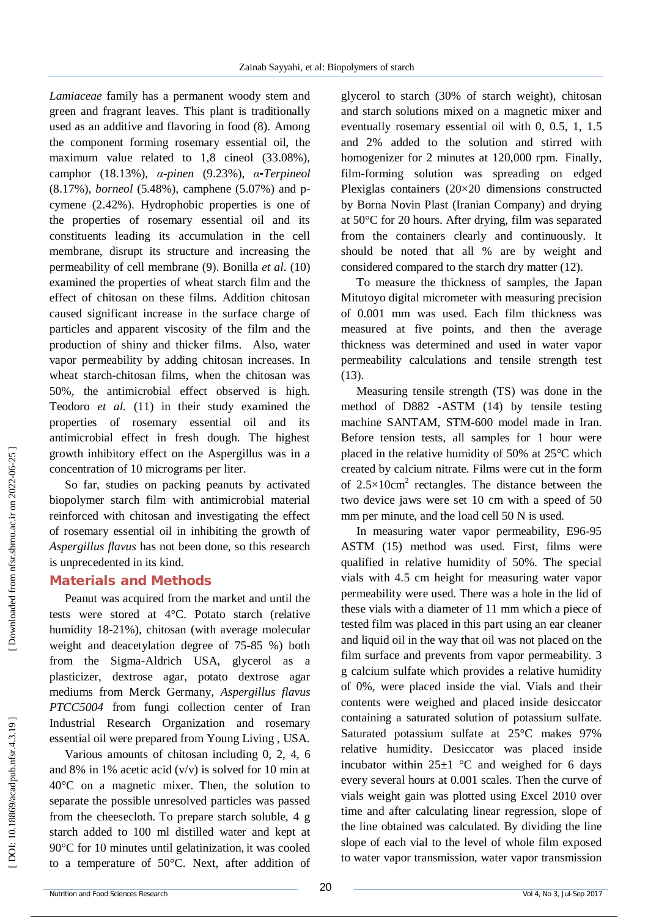*Lamiaceae* family has a permanent woody stem and green and fragrant leaves. This plant is traditionally used as an additive and flavoring in food (8). Among the component forming rosemary essential oil, the maximum value related to 1,8 cineol (33.08%), camphor (18.13%), *α-pinen* (9.23%), *α-Terpineol* (8.17%), *borneol* (5.48%), camphene (5.07%) and p-cymene (2.42%). Hydrophobic properties is one of the properties of rosemary essential oil and its constituents leading its accumulation in the cell membrane, disrupt its structure and increasing the permeability of cell membrane (9). Bonilla *et al*. (10) examined the properties of wheat starch film and the effect of chitosan on these films. Addition chitosan caused significant increase in the surface charge of particles and apparent viscosity of the film and the production of shiny and thicker films. Also, water vapor permeability by adding chitosan increases. In wheat starch-chitosan films, when the chitosan was 50%, the antimicrobial effect observed is high. Teodoro *et al.* (11) in their study examined the properties of rosemary essential oil and its antimicrobial effect in fresh dough. The highest growth inhibitory effect on the Aspergillus was in a concentration of 10 micrograms per liter.

So far, studies on packing peanuts by activated biopolymer starch film with antimicrobial material reinforced with chitosan and investigating the effect of rosemary essential oil in inhibiting the growth of *Aspergillus flavus* has not been done, so this research is unprecedented in its kind.

## Materials and Methods

Peanut was acquired from the market and until the tests were stored at 4°C. Potato starch (relative humidity 18-21%), chitosan (with average molecular weight and deacetylation degree of 75-85 %) both from the Sigma-Aldrich USA, glycerol as a plasticizer, dextrose agar, potato dextrose agar mediums from Merck Germany, *Aspergillus flavus PTCC5004* from fungi collection center of Iran Industrial Research Organization and rosemary essential oil were prepared from Young Living , USA.

Various amounts of chitosan including 0, 2, 4, 6 and 8% in 1% acetic acid (v/v) is solved for 10 min at 40°C on a magnetic mixer. Then, the solution to separate the possible unresolved particles was passed from the cheesecloth. To prepare starch soluble, 4 g starch added to 100 ml distilled water and kept at 90°C for 10 minutes until gelatinization, it was cooled to a temperature of 50°C. Next, after addition of glycerol to starch (30% of starch weight), chitosan and starch solutions mixed on a magnetic mixer and eventually rosemary essential oil with 0, 0.5, 1, 1.5 and 2% added to the solution and stirred with homogenizer for 2 minutes at 120,000 rpm. Finally, film-forming solution was spreading on edged Plexiglas containers (20×20 dimensions constructed by Borna Novin Plast (Iranian Company) and drying at 50°C for 20 hours. After drying, film was separated from the containers clearly and continuously. It should be noted that all % are by weight and considered compared to the starch dry matter (12).

To measure the thickness of samples, the Japan Mitutoyo digital micrometer with measuring precision of 0.001 mm was used. Each film thickness was measured at five points, and then the average thickness was determined and used in water vapor permeability calculations and tensile strength test (13).

Measuring tensile strength (TS) was done in the method of D882 -ASTM (14) by tensile testing machine SANTAM, STM-600 model made in Iran. Before tension tests, all samples for 1 hour were placed in the relative humidity of 50% at 25°C which created by calcium nitrate. Films were cut in the form of $2.5\times10cm^2$ rectangles. The distance between the two device jaws were set 10 cm with a speed of 50 mm per minute, and the load cell 50 N is used.

In measuring water vapor permeability, E96-95 ASTM (15) method was used. First, films were qualified in relative humidity of 50%. The special vials with 4.5 cm height for measuring water vapor permeability were used. There was a hole in the lid of these vials with a diameter of 11 mm which a piece of tested film was placed in this part using an ear cleaner and liquid oil in the way that oil was not placed on the film surface and prevents from vapor permeability. 3 g calcium sulfate which provides a relative humidity of 0%, were placed inside the vial. Vials and their contents were weighed and placed inside desiccator containing a saturated solution of potassium sulfate. Saturated potassium sulfate at 25°C makes 97% relative humidity. Desiccator was placed inside incubator within 25±1 °C and weighed for 6 days every several hours at 0.001 scales. Then the curve of vials weight gain was plotted using Excel 2010 over time and after calculating linear regression, slope of the line obtained was calculated. By dividing the line slope of each vial to the level of whole film exposed to water vapor transmission, water vapor transmission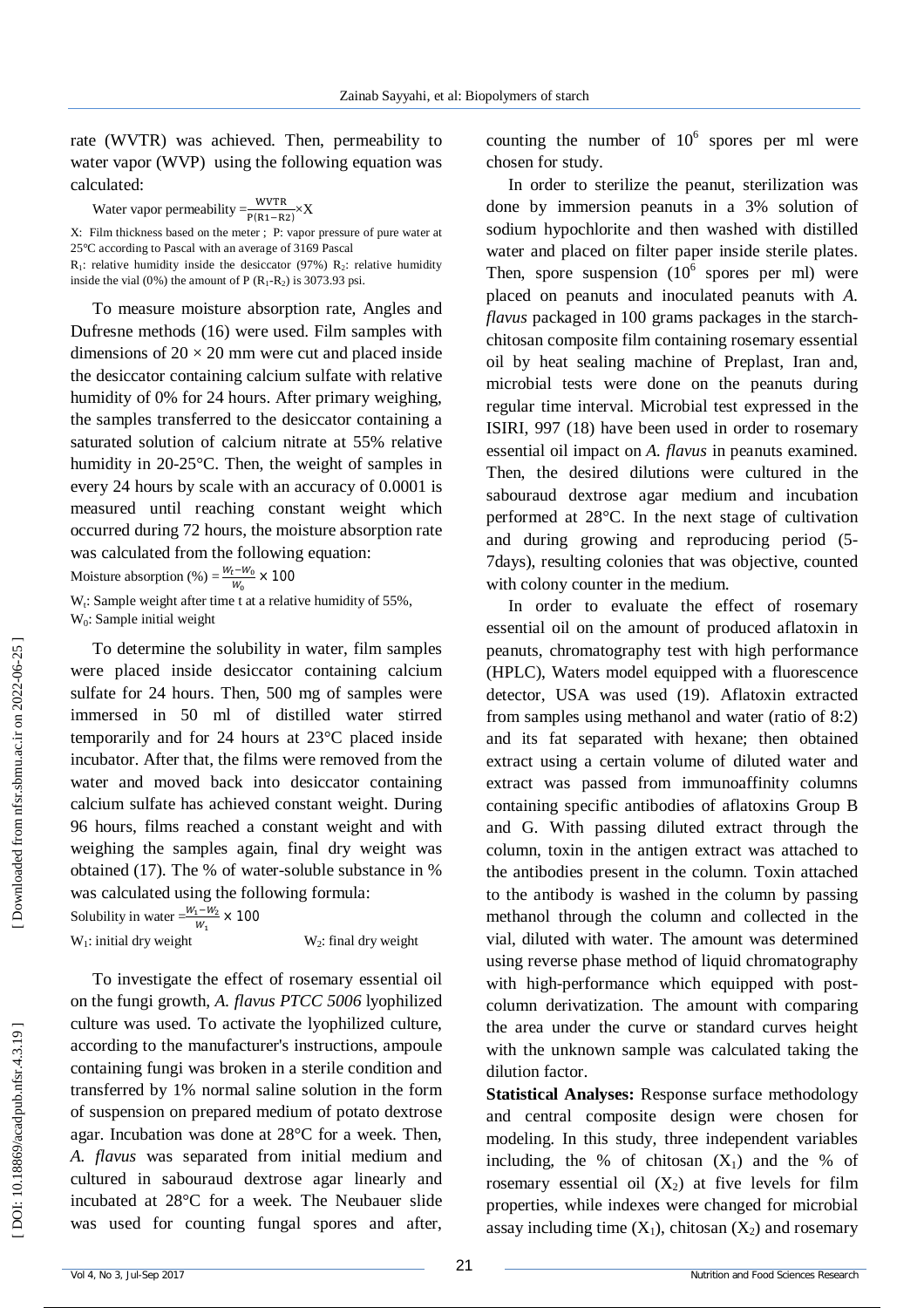rate (WVTR) was achieved. Then, permeability to water vapor (WVP) using the following equation was calculated:

$$\text{Water vapor permeability} = \frac{\text{WVTR}}{\text{P(R1-R2)}} \times X$$

X: Film thickness based on the meter ; P: vapor pressure of pure water at 25°C according to Pascal with an average of 3169 Pascal

$R_1$: relative humidity inside the desiccator (97%) $R_2$: relative humidity inside the vial (0%) the amount of P ($R_1$-$R_2$) is 3073.93 psi.

To measure moisture absorption rate, Angles and Dufresne methods (16) were used. Film samples with dimensions of 20 × 20 mm were cut and placed inside the desiccator containing calcium sulfate with relative humidity of 0% for 24 hours. After primary weighing, the samples transferred to the desiccator containing a saturated solution of calcium nitrate at 55% relative humidity in 20-25°C. Then, the weight of samples in every 24 hours by scale with an accuracy of 0.0001 is measured until reaching constant weight which occurred during 72 hours, the moisture absorption rate was calculated from the following equation:

$$\text{Moisture absorption (\%)} = \frac{W_t - W_0}{W_0} \times 100$$

$W_t$: Sample weight after time t at a relative humidity of 55%,
$W_0$: Sample initial weight

To determine the solubility in water, film samples were placed inside desiccator containing calcium sulfate for 24 hours. Then, 500 mg of samples were immersed in 50 ml of distilled water stirred temporarily and for 24 hours at 23°C placed inside incubator. After that, the films were removed from the water and moved back into desiccator containing calcium sulfate has achieved constant weight. During 96 hours, films reached a constant weight and with weighing the samples again, final dry weight was obtained (17). The % of water-soluble substance in % was calculated using the following formula:

$$\text{Solubility in water} = \frac{W_1 - W_2}{W_1} \times 100$$

$W_1$: initial dry weight $\quad$ $W_2$: final dry weight

To investigate the effect of rosemary essential oil on the fungi growth, *A. flavus PTCC 5006* lyophilized culture was used. To activate the lyophilized culture, according to the manufacturer's instructions, ampoule containing fungi was broken in a sterile condition and transferred by 1% normal saline solution in the form of suspension on prepared medium of potato dextrose agar. Incubation was done at 28°C for a week. Then, *A. flavus* was separated from initial medium and cultured in sabouraud dextrose agar linearly and incubated at 28°C for a week. The Neubauer slide was used for counting fungal spores and after, counting the number of $10^6$ spores per ml were chosen for study.

In order to sterilize the peanut, sterilization was done by immersion peanuts in a 3% solution of sodium hypochlorite and then washed with distilled water and placed on filter paper inside sterile plates. Then, spore suspension ($10^6$ spores per ml) were placed on peanuts and inoculated peanuts with *A. flavus* packaged in 100 grams packages in the starch-chitosan composite film containing rosemary essential oil by heat sealing machine of Preplast, Iran and, microbial tests were done on the peanuts during regular time interval. Microbial test expressed in the ISIRI, 997 (18) have been used in order to rosemary essential oil impact on *A. flavus* in peanuts examined. Then, the desired dilutions were cultured in the sabouraud dextrose agar medium and incubation performed at 28°C. In the next stage of cultivation and during growing and reproducing period (5-7days), resulting colonies that was objective, counted with colony counter in the medium.

In order to evaluate the effect of rosemary essential oil on the amount of produced aflatoxin in peanuts, chromatography test with high performance (HPLC), Waters model equipped with a fluorescence detector, USA was used (19). Aflatoxin extracted from samples using methanol and water (ratio of 8:2) and its fat separated with hexane; then obtained extract using a certain volume of diluted water and extract was passed from immunoaffinity columns containing specific antibodies of aflatoxins Group B and G. With passing diluted extract through the column, toxin in the antigen extract was attached to the antibodies present in the column. Toxin attached to the antibody is washed in the column by passing methanol through the column and collected in the vial, diluted with water. The amount was determined using reverse phase method of liquid chromatography with high-performance which equipped with post-column derivatization. The amount with comparing the area under the curve or standard curves height with the unknown sample was calculated taking the dilution factor.

**Statistical Analyses:** Response surface methodology and central composite design were chosen for modeling. In this study, three independent variables including, the % of chitosan ($X_1$) and the % of rosemary essential oil ($X_2$) at five levels for film properties, while indexes were changed for microbial assay including time ($X_1$), chitosan ($X_2$) and rosemary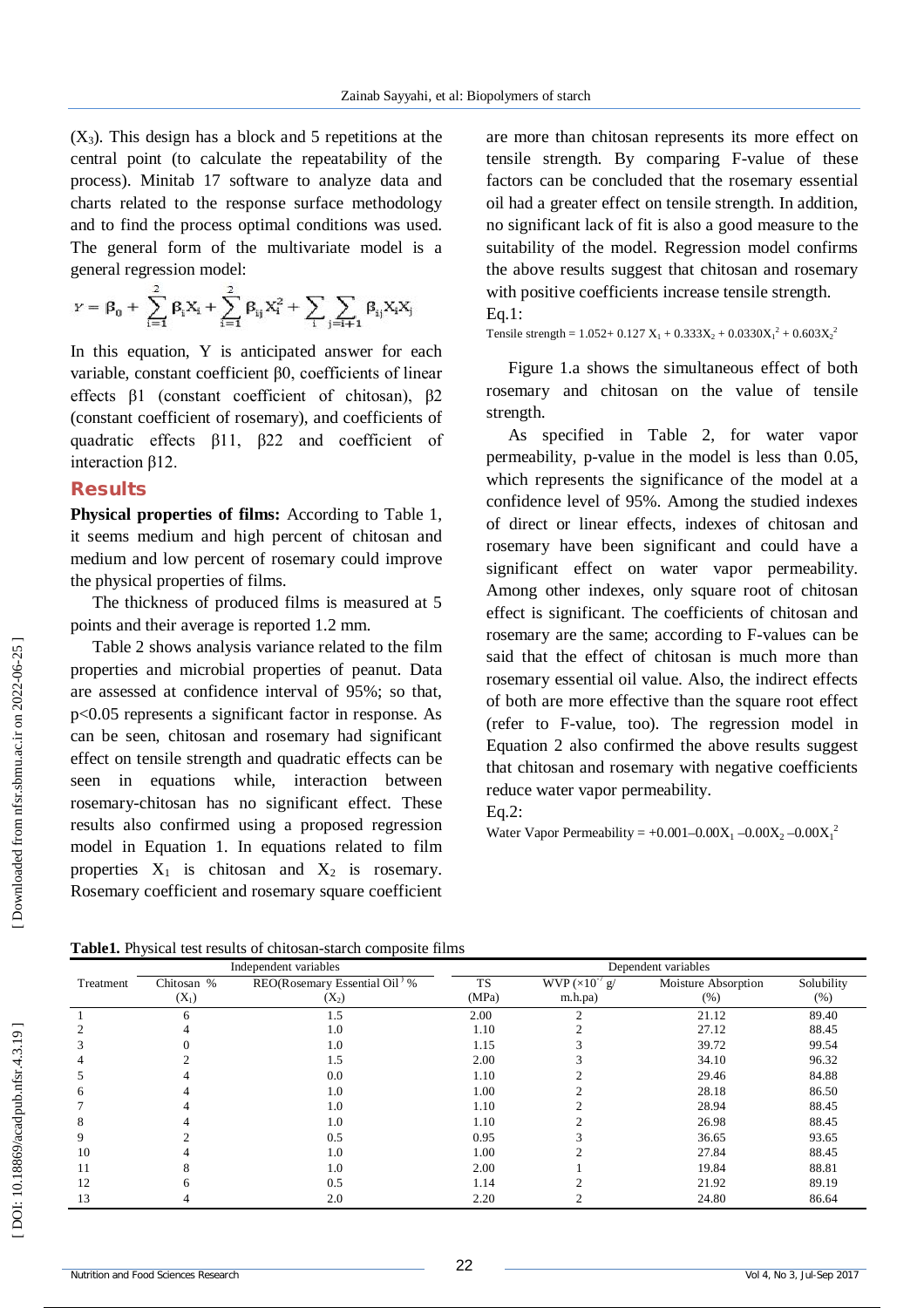($X_3$). This design has a block and 5 repetitions at the central point (to calculate the repeatability of the process). Minitab 17 software to analyze data and charts related to the response surface methodology and to find the process optimal conditions was used. The general form of the multivariate model is a general regression model:

$$Y = \beta_0 + \sum_{i=1}^{2} \beta_i X_i + \sum_{i=1}^{2} \beta_{ij} X_i^2 + \sum_{i} \sum_{j=i+1} \beta_{ij} X_i X_j$$

In this equation, Y is anticipated answer for each variable, constant coefficient $\beta 0$, coefficients of linear effects $\beta 1$ (constant coefficient of chitosan), $\beta 2$ (constant coefficient of rosemary), and coefficients of quadratic effects $\beta 11$, $\beta 22$ and coefficient of interaction $\beta 12$.

## Results

**Physical properties of films:** According to Table 1, it seems medium and high percent of chitosan and medium and low percent of rosemary could improve the physical properties of films.

The thickness of produced films is measured at 5 points and their average is reported 1.2 mm.

Table 2 shows analysis variance related to the film properties and microbial properties of peanut. Data are assessed at confidence interval of 95%; so that, $p<0.05$ represents a significant factor in response. As can be seen, chitosan and rosemary had significant effect on tensile strength and quadratic effects can be seen in equations while, interaction between rosemary-chitosan has no significant effect. These results also confirmed using a proposed regression model in Equation 1. In equations related to film properties $X_1$ is chitosan and $X_2$ is rosemary. Rosemary coefficient and rosemary square coefficient are more than chitosan represents its more effect on tensile strength. By comparing F-value of these factors can be concluded that the rosemary essential oil had a greater effect on tensile strength. In addition, no significant lack of fit is also a good measure to the suitability of the model. Regression model confirms the above results suggest that chitosan and rosemary with positive coefficients increase tensile strength.

Eq.1:

$$\text{Tensile strength} = 1.052 + 0.127\, X_1 + 0.333X_2 + 0.0330X_1^2 + 0.603X_2^2$$

Figure 1.a shows the simultaneous effect of both rosemary and chitosan on the value of tensile strength.

As specified in Table 2, for water vapor permeability, p-value in the model is less than 0.05, which represents the significance of the model at a confidence level of 95%. Among the studied indexes of direct or linear effects, indexes of chitosan and rosemary have been significant and could have a significant effect on water vapor permeability. Among other indexes, only square root of chitosan effect is significant. The coefficients of chitosan and rosemary are the same; according to F-values can be said that the effect of chitosan is much more than rosemary essential oil value. Also, the indirect effects of both are more effective than the square root effect (refer to F-value, too). The regression model in Equation 2 also confirmed the above results suggest that chitosan and rosemary with negative coefficients reduce water vapor permeability.

Eq.2:

$$\text{Water Vapor Permeability} = +0.001 - 0.00X_1 - 0.00X_2 - 0.00X_1^2$$

**Table1.** Physical test results of chitosan-starch composite films

| Treatment | Independent variables | | Dependent variables | | | |
|---|---|---|---|---|---|---|
| | Chitosan % ($X_1$) | REO(Rosemary Essential Oil) % ($X_2$) | TS (MPa) | WVP ($\times 10^{-7}$ g/ m.h.pa) | Moisture Absorption (%) | Solubility (%) |
| 1 | 6 | 1.5 | 2.00 | 2 | 21.12 | 89.40 |
| 2 | 4 | 1.0 | 1.10 | 2 | 27.12 | 88.45 |
| 3 | 0 | 1.0 | 1.15 | 3 | 39.72 | 99.54 |
| 4 | 2 | 1.5 | 2.00 | 3 | 34.10 | 96.32 |
| 5 | 4 | 0.0 | 1.10 | 2 | 29.46 | 84.88 |
| 6 | 4 | 1.0 | 1.00 | 2 | 28.18 | 86.50 |
| 7 | 4 | 1.0 | 1.10 | 2 | 28.94 | 88.45 |
| 8 | 4 | 1.0 | 1.10 | 2 | 26.98 | 88.45 |
| 9 | 2 | 0.5 | 0.95 | 3 | 36.65 | 93.65 |
| 10 | 4 | 1.0 | 1.00 | 2 | 27.84 | 88.45 |
| 11 | 8 | 1.0 | 2.00 | 1 | 19.84 | 88.81 |
| 12 | 6 | 0.5 | 1.14 | 2 | 21.92 | 89.19 |
| 13 | 4 | 2.0 | 2.20 | 2 | 24.80 | 86.64 |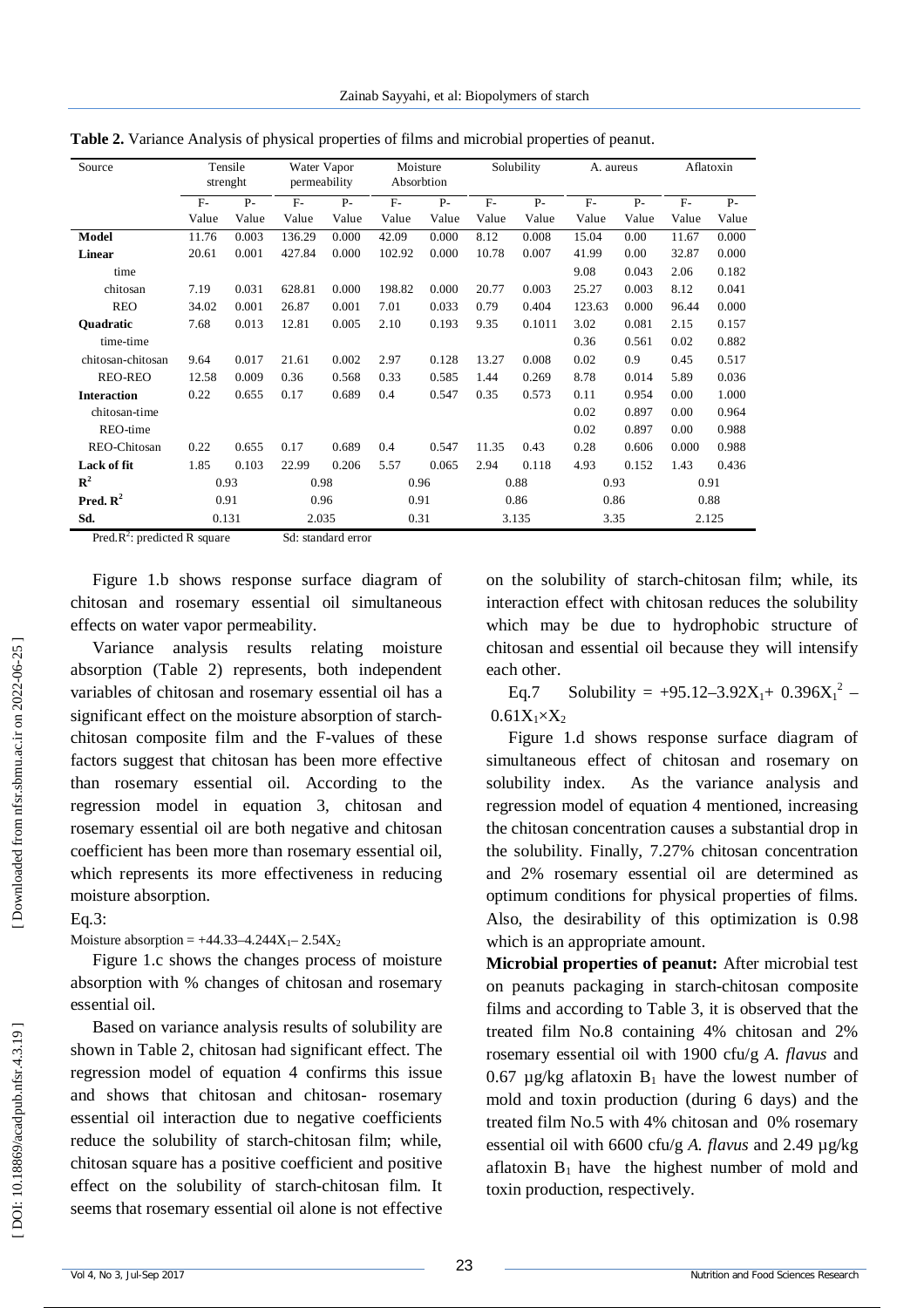**Table 2.** Variance Analysis of physical properties of films and microbial properties of peanut.

| Source | Tensile strenght | | Water Vapor permeability | | Moisture Absorbtion | | Solubility | | A. aureus | | Aflatoxin | |
|---|---|---|---|---|---|---|---|---|---|---|---|---|
| | F-Value | P-Value | F-Value | P-Value | F-Value | P-Value | F-Value | P-Value | F-Value | P-Value | F-Value | P-Value |
| **Model** | 11.76 | 0.003 | 136.29 | 0.000 | 42.09 | 0.000 | 8.12 | 0.008 | 15.04 | 0.00 | 11.67 | 0.000 |
| **Linear** | 20.61 | 0.001 | 427.84 | 0.000 | 102.92 | 0.000 | 10.78 | 0.007 | 41.99 | 0.00 | 32.87 | 0.000 |
| time | | | | | | | | | 9.08 | 0.043 | 2.06 | 0.182 |
| chitosan | 7.19 | 0.031 | 628.81 | 0.000 | 198.82 | 0.000 | 20.77 | 0.003 | 25.27 | 0.003 | 8.12 | 0.041 |
| REO | 34.02 | 0.001 | 26.87 | 0.001 | 7.01 | 0.033 | 0.79 | 0.404 | 123.63 | 0.000 | 96.44 | 0.000 |
| **Quadratic** | 7.68 | 0.013 | 12.81 | 0.005 | 2.10 | 0.193 | 9.35 | 0.1011 | 3.02 | 0.081 | 2.15 | 0.157 |
| time-time | | | | | | | | | 0.36 | 0.561 | 0.02 | 0.882 |
| chitosan-chitosan | 9.64 | 0.017 | 21.61 | 0.002 | 2.97 | 0.128 | 13.27 | 0.008 | 0.02 | 0.9 | 0.45 | 0.517 |
| REO-REO | 12.58 | 0.009 | 0.36 | 0.568 | 0.33 | 0.585 | 1.44 | 0.269 | 8.78 | 0.014 | 5.89 | 0.036 |
| **Interaction** | 0.22 | 0.655 | 0.17 | 0.689 | 0.4 | 0.547 | 0.35 | 0.573 | 0.11 | 0.954 | 0.00 | 1.000 |
| chitosan-time | | | | | | | | | 0.02 | 0.897 | 0.00 | 0.964 |
| REO-time | | | | | | | | | 0.02 | 0.897 | 0.00 | 0.988 |
| REO-Chitosan | 0.22 | 0.655 | 0.17 | 0.689 | 0.4 | 0.547 | 11.35 | 0.43 | 0.28 | 0.606 | 0.000 | 0.988 |
| **Lack of fit** | 1.85 | 0.103 | 22.99 | 0.206 | 5.57 | 0.065 | 2.94 | 0.118 | 4.93 | 0.152 | 1.43 | 0.436 |
| $R^2$ | 0.93 | | 0.98 | | 0.96 | | 0.88 | | 0.93 | | 0.91 | |
| **Pred. $R^2$** | 0.91 | | 0.96 | | 0.91 | | 0.86 | | 0.86 | | 0.88 | |
| **Sd.** | 0.131 | | 2.035 | | 0.31 | | 3.135 | | 3.35 | | 2.125 | |

Pred.$R^2$: predicted R square  Sd: standard error

Figure 1.b shows response surface diagram of chitosan and rosemary essential oil simultaneous effects on water vapor permeability.

Variance analysis results relating moisture absorption (Table 2) represents, both independent variables of chitosan and rosemary essential oil has a significant effect on the moisture absorption of starch-chitosan composite film and the F-values of these factors suggest that chitosan has been more effective than rosemary essential oil. According to the regression model in equation 3, chitosan and rosemary essential oil are both negative and chitosan coefficient has been more than rosemary essential oil, which represents its more effectiveness in reducing moisture absorption.

Eq.3:

$$\text{Moisture absorption} = +44.33 - 4.244X_1 - 2.54X_2$$

Figure 1.c shows the changes process of moisture absorption with % changes of chitosan and rosemary essential oil.

Based on variance analysis results of solubility are shown in Table 2, chitosan had significant effect. The regression model of equation 4 confirms this issue and shows that chitosan and chitosan- rosemary essential oil interaction due to negative coefficients reduce the solubility of starch-chitosan film; while, chitosan square has a positive coefficient and positive effect on the solubility of starch-chitosan film. It seems that rosemary essential oil alone is not effective on the solubility of starch-chitosan film; while, its interaction effect with chitosan reduces the solubility which may be due to hydrophobic structure of chitosan and essential oil because they will intensify each other.

Eq.7

$$\text{Solubility} = +95.12 - 3.92X_1 + 0.396X_1^2 - 0.61X_1 \times X_2$$

Figure 1.d shows response surface diagram of simultaneous effect of chitosan and rosemary on solubility index. As the variance analysis and regression model of equation 4 mentioned, increasing the chitosan concentration causes a substantial drop in the solubility. Finally, 7.27% chitosan concentration and 2% rosemary essential oil are determined as optimum conditions for physical properties of films. Also, the desirability of this optimization is 0.98 which is an appropriate amount.

**Microbial properties of peanut:** After microbial test on peanuts packaging in starch-chitosan composite films and according to Table 3, it is observed that the treated film No.8 containing 4% chitosan and 2% rosemary essential oil with 1900 cfu/g *A. flavus* and 0.67 µg/kg aflatoxin $B_1$ have the lowest number of mold and toxin production (during 6 days) and the treated film No.5 with 4% chitosan and 0% rosemary essential oil with 6600 cfu/g *A. flavus* and 2.49 µg/kg aflatoxin $B_1$ have the highest number of mold and toxin production, respectively.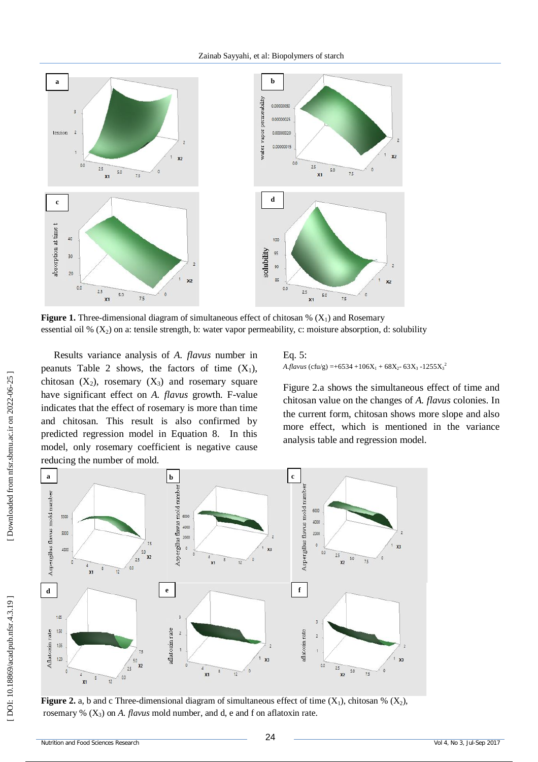**Figure 1.** Three-dimensional diagram of simultaneous effect of chitosan % ($X_1$) and Rosemary essential oil % ($X_2$) on a: tensile strength, b: water vapor permeability, c: moisture absorption, d: solubility

Results variance analysis of *A. flavus* number in peanuts Table 2 shows, the factors of time ($X_1$), chitosan ($X_2$), rosemary ($X_3$) and rosemary square have significant effect on *A. flavus* growth. F-value indicates that the effect of rosemary is more than time and chitosan. This result is also confirmed by predicted regression model in Equation 8. In this model, only rosemary coefficient is negative cause reducing the number of mold.

Eq. 5:

$$A.flavus \text{ (cfu/g)} = +6534 + 106X_1 + 68X_2 - 63X_3 - 1255X_3^2$$

Figure 2.a shows the simultaneous effect of time and chitosan value on the changes of *A. flavus* colonies. In the current form, chitosan shows more slope and also more effect, which is mentioned in the variance analysis table and regression model.

**Figure 2.** a, b and c Three-dimensional diagram of simultaneous effect of time ($X_1$), chitosan % ($X_2$), rosemary % ($X_3$) on *A. flavus* mold number, and d, e and f on aflatoxin rate.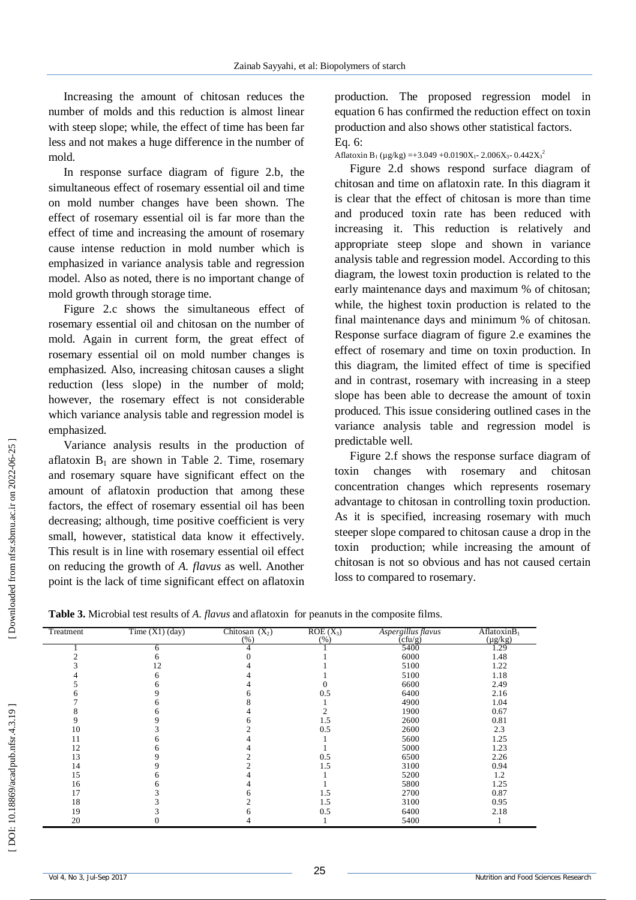Increasing the amount of chitosan reduces the number of molds and this reduction is almost linear with steep slope; while, the effect of time has been far less and not makes a huge difference in the number of mold.

In response surface diagram of figure 2.b, the simultaneous effect of rosemary essential oil and time on mold number changes have been shown. The effect of rosemary essential oil is far more than the effect of time and increasing the amount of rosemary cause intense reduction in mold number which is emphasized in variance analysis table and regression model. Also as noted, there is no important change of mold growth through storage time.

Figure 2.c shows the simultaneous effect of rosemary essential oil and chitosan on the number of mold. Again in current form, the great effect of rosemary essential oil on mold number changes is emphasized. Also, increasing chitosan causes a slight reduction (less slope) in the number of mold; however, the rosemary effect is not considerable which variance analysis table and regression model is emphasized.

Variance analysis results in the production of aflatoxin $B_1$ are shown in Table 2. Time, rosemary and rosemary square have significant effect on the amount of aflatoxin production that among these factors, the effect of rosemary essential oil has been decreasing; although, time positive coefficient is very small, however, statistical data know it effectively. This result is in line with rosemary essential oil effect on reducing the growth of *A. flavus* as well. Another point is the lack of time significant effect on aflatoxin production. The proposed regression model in equation 6 has confirmed the reduction effect on toxin production and also shows other statistical factors.

Eq. 6:

$$\text{Aflatoxin } B_1\ (\mu g/kg) = +3.049 + 0.0190X_1 - 2.006X_3 - 0.442X_3^2$$

Figure 2.d shows respond surface diagram of chitosan and time on aflatoxin rate. In this diagram it is clear that the effect of chitosan is more than time and produced toxin rate has been reduced with increasing it. This reduction is relatively and appropriate steep slope and shown in variance analysis table and regression model. According to this diagram, the lowest toxin production is related to the early maintenance days and maximum % of chitosan; while, the highest toxin production is related to the final maintenance days and minimum % of chitosan. Response surface diagram of figure 2.e examines the effect of rosemary and time on toxin production. In this diagram, the limited effect of time is specified and in contrast, rosemary with increasing in a steep slope has been able to decrease the amount of toxin produced. This issue considering outlined cases in the variance analysis table and regression model is predictable well.

Figure 2.f shows the response surface diagram of toxin changes with rosemary and chitosan concentration changes which represents rosemary advantage to chitosan in controlling toxin production. As it is specified, increasing rosemary with much steeper slope compared to chitosan cause a drop in the toxin production; while increasing the amount of chitosan is not so obvious and has not caused certain loss to compared to rosemary.

**Table 3.** Microbial test results of *A. flavus* and aflatoxin for peanuts in the composite films.

| Treatment | Time (X1) (day) | Chitosan ($X_2$) (%) | ROE ($X_3$) (%) | *Aspergillus flavus* (cfu/g) | Aflatoxin$B_1$ (µg/kg) |
|---|---|---|---|---|---|
| 1 | 6 | 4 | 1 | 5400 | 1.29 |
| 2 | 6 | 0 | 1 | 6000 | 1.48 |
| 3 | 12 | 4 | 1 | 5100 | 1.22 |
| 4 | 6 | 4 | 1 | 5100 | 1.18 |
| 5 | 6 | 4 | 0 | 6600 | 2.49 |
| 6 | 9 | 6 | 0.5 | 6400 | 2.16 |
| 7 | 6 | 8 | 1 | 4900 | 1.04 |
| 8 | 6 | 4 | 2 | 1900 | 0.67 |
| 9 | 9 | 6 | 1.5 | 2600 | 0.81 |
| 10 | 3 | 2 | 0.5 | 2600 | 2.3 |
| 11 | 6 | 4 | 1 | 5600 | 1.25 |
| 12 | 6 | 4 | 1 | 5000 | 1.23 |
| 13 | 9 | 2 | 0.5 | 6500 | 2.26 |
| 14 | 9 | 2 | 1.5 | 3100 | 0.94 |
| 15 | 6 | 4 | 1 | 5200 | 1.2 |
| 16 | 6 | 4 | 1 | 5800 | 1.25 |
| 17 | 3 | 6 | 1.5 | 2700 | 0.87 |
| 18 | 3 | 2 | 1.5 | 3100 | 0.95 |
| 19 | 3 | 6 | 0.5 | 6400 | 2.18 |
| 20 | 0 | 4 | 1 | 5400 | 1 |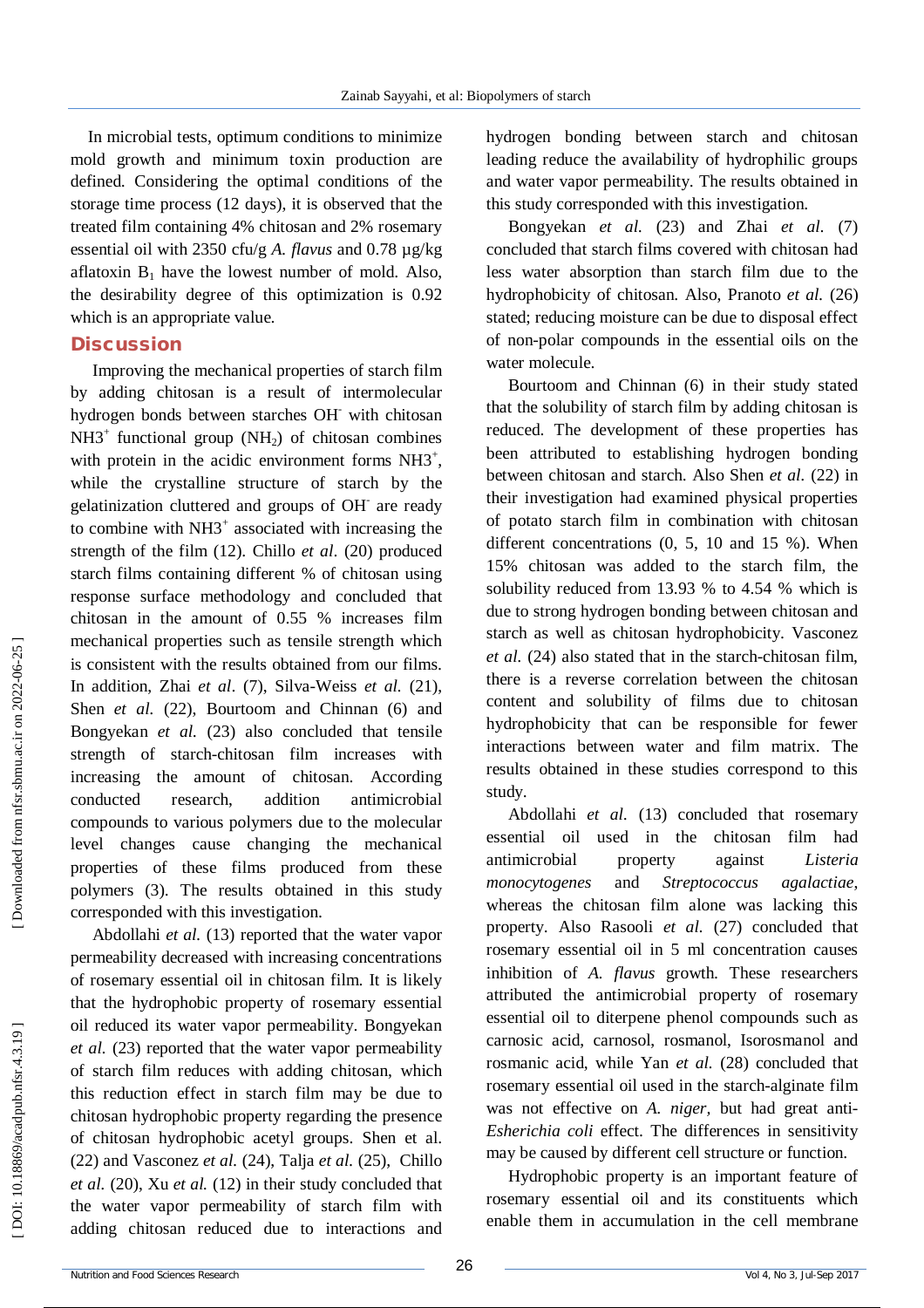In microbial tests, optimum conditions to minimize mold growth and minimum toxin production are defined. Considering the optimal conditions of the storage time process (12 days), it is observed that the treated film containing 4% chitosan and 2% rosemary essential oil with 2350 cfu/g *A. flavus* and 0.78 µg/kg aflatoxin $B_1$ have the lowest number of mold. Also, the desirability degree of this optimization is 0.92 which is an appropriate value.

## Discussion

Improving the mechanical properties of starch film by adding chitosan is a result of intermolecular hydrogen bonds between starches $OH^-$ with chitosan $NH3^+$ functional group ($NH_2$) of chitosan combines with protein in the acidic environment forms $NH3^+$, while the crystalline structure of starch by the gelatinization cluttered and groups of $OH^-$ are ready to combine with $NH3^+$ associated with increasing the strength of the film (12). Chillo *et al*. (20) produced starch films containing different % of chitosan using response surface methodology and concluded that chitosan in the amount of 0.55 % increases film mechanical properties such as tensile strength which is consistent with the results obtained from our films. In addition, Zhai *et al*. (7), Silva-Weiss *et al.* (21), Shen *et al.* (22), Bourtoom and Chinnan (6) and Bongyekan *et al.* (23) also concluded that tensile strength of starch-chitosan film increases with increasing the amount of chitosan. According conducted research, addition antimicrobial compounds to various polymers due to the molecular level changes cause changing the mechanical properties of these films produced from these polymers (3). The results obtained in this study corresponded with this investigation.

Abdollahi *et al.* (13) reported that the water vapor permeability decreased with increasing concentrations of rosemary essential oil in chitosan film. It is likely that the hydrophobic property of rosemary essential oil reduced its water vapor permeability. Bongyekan *et al.* (23) reported that the water vapor permeability of starch film reduces with adding chitosan, which this reduction effect in starch film may be due to chitosan hydrophobic property regarding the presence of chitosan hydrophobic acetyl groups. Shen et al. (22) and Vasconez *et al.* (24), Talja *et al.* (25), Chillo *et al.* (20), Xu *et al.* (12) in their study concluded that the water vapor permeability of starch film with adding chitosan reduced due to interactions and hydrogen bonding between starch and chitosan leading reduce the availability of hydrophilic groups and water vapor permeability. The results obtained in this study corresponded with this investigation.

Bongyekan *et al.* (23) and Zhai *et al.* (7) concluded that starch films covered with chitosan had less water absorption than starch film due to the hydrophobicity of chitosan. Also, Pranoto *et al.* (26) stated; reducing moisture can be due to disposal effect of non-polar compounds in the essential oils on the water molecule.

Bourtoom and Chinnan (6) in their study stated that the solubility of starch film by adding chitosan is reduced. The development of these properties has been attributed to establishing hydrogen bonding between chitosan and starch. Also Shen *et al.* (22) in their investigation had examined physical properties of potato starch film in combination with chitosan different concentrations (0, 5, 10 and 15 %). When 15% chitosan was added to the starch film, the solubility reduced from 13.93 % to 4.54 % which is due to strong hydrogen bonding between chitosan and starch as well as chitosan hydrophobicity. Vasconez *et al.* (24) also stated that in the starch-chitosan film, there is a reverse correlation between the chitosan content and solubility of films due to chitosan hydrophobicity that can be responsible for fewer interactions between water and film matrix. The results obtained in these studies correspond to this study.

Abdollahi *et al.* (13) concluded that rosemary essential oil used in the chitosan film had antimicrobial property against *Listeria monocytogenes* and *Streptococcus agalactiae*, whereas the chitosan film alone was lacking this property. Also Rasooli *et al.* (27) concluded that rosemary essential oil in 5 ml concentration causes inhibition of *A. flavus* growth. These researchers attributed the antimicrobial property of rosemary essential oil to diterpene phenol compounds such as carnosic acid, carnosol, rosmanol, Isorosmanol and rosmanic acid, while Yan *et al.* (28) concluded that rosemary essential oil used in the starch-alginate film was not effective on *A. niger*, but had great anti-*Esherichia coli* effect. The differences in sensitivity may be caused by different cell structure or function.

Hydrophobic property is an important feature of rosemary essential oil and its constituents which enable them in accumulation in the cell membrane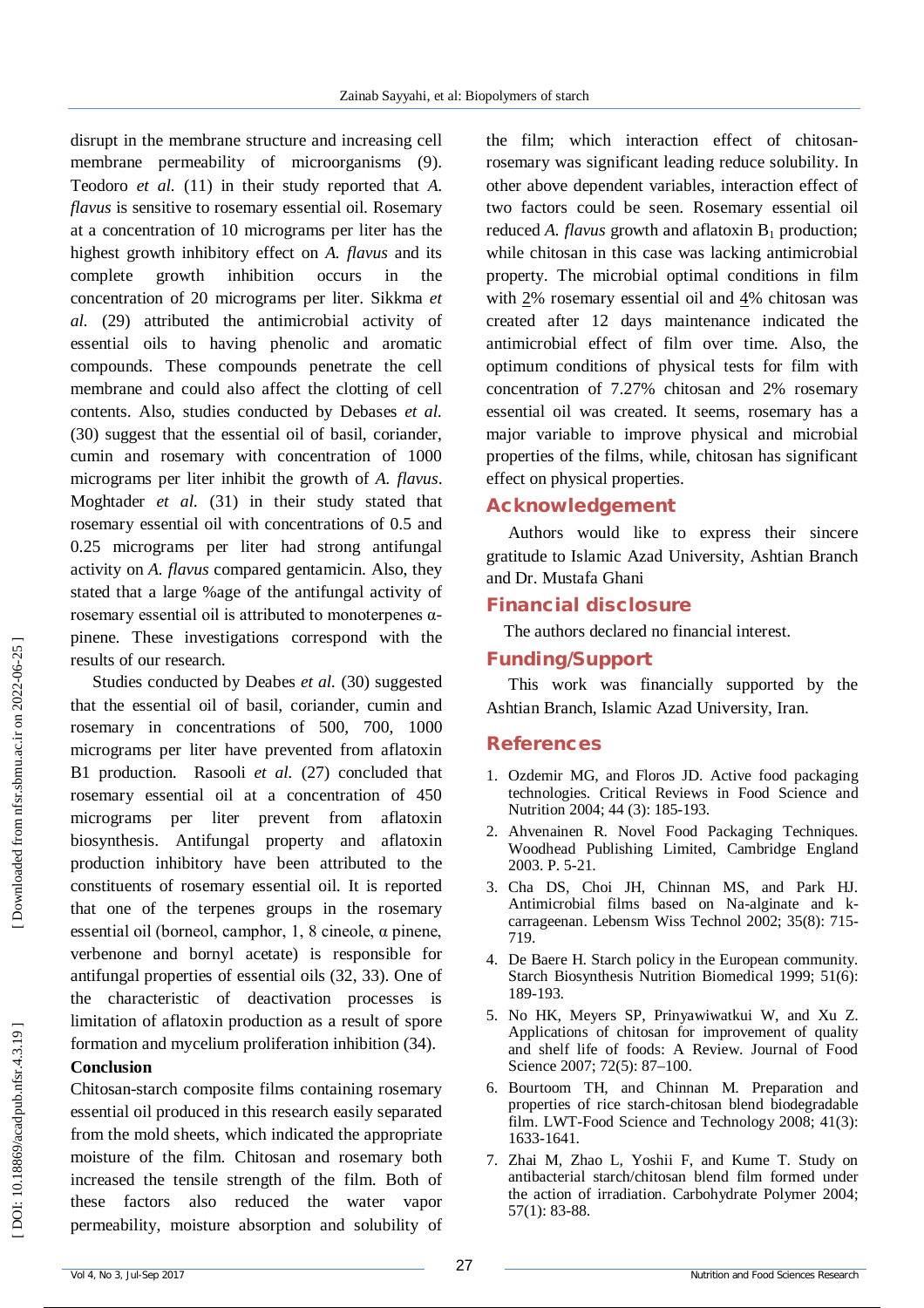disrupt in the membrane structure and increasing cell membrane permeability of microorganisms (9). Teodoro *et al.* (11) in their study reported that *A. flavus* is sensitive to rosemary essential oil. Rosemary at a concentration of 10 micrograms per liter has the highest growth inhibitory effect on *A. flavus* and its complete growth inhibition occurs in the concentration of 20 micrograms per liter. Sikkma *et al.* (29) attributed the antimicrobial activity of essential oils to having phenolic and aromatic compounds. These compounds penetrate the cell membrane and could also affect the clotting of cell contents. Also, studies conducted by Debases *et al.* (30) suggest that the essential oil of basil, coriander, cumin and rosemary with concentration of 1000 micrograms per liter inhibit the growth of *A. flavus*. Moghtader *et al.* (31) in their study stated that rosemary essential oil with concentrations of 0.5 and 0.25 micrograms per liter had strong antifungal activity on *A. flavus* compared gentamicin. Also, they stated that a large %age of the antifungal activity of rosemary essential oil is attributed to monoterpenes α-pinene. These investigations correspond with the results of our research.

Studies conducted by Deabes *et al.* (30) suggested that the essential oil of basil, coriander, cumin and rosemary in concentrations of 500, 700, 1000 micrograms per liter have prevented from aflatoxin B1 production. Rasooli *et al.* (27) concluded that rosemary essential oil at a concentration of 450 micrograms per liter prevent from aflatoxin biosynthesis. Antifungal property and aflatoxin production inhibitory have been attributed to the constituents of rosemary essential oil. It is reported that one of the terpenes groups in the rosemary essential oil (borneol, camphor, 1, 8 cineole, α pinene, verbenone and bornyl acetate) is responsible for antifungal properties of essential oils (32, 33). One of the characteristic of deactivation processes is limitation of aflatoxin production as a result of spore formation and mycelium proliferation inhibition (34).

## Conclusion

Chitosan-starch composite films containing rosemary essential oil produced in this research easily separated from the mold sheets, which indicated the appropriate moisture of the film. Chitosan and rosemary both increased the tensile strength of the film. Both of these factors also reduced the water vapor permeability, moisture absorption and solubility of the film; which interaction effect of chitosan-rosemary was significant leading reduce solubility. In other above dependent variables, interaction effect of two factors could be seen. Rosemary essential oil reduced *A. flavus* growth and aflatoxin $B_1$ production; while chitosan in this case was lacking antimicrobial property. The microbial optimal conditions in film with 2% rosemary essential oil and 4% chitosan was created after 12 days maintenance indicated the antimicrobial effect of film over time. Also, the optimum conditions of physical tests for film with concentration of 7.27% chitosan and 2% rosemary essential oil was created. It seems, rosemary has a major variable to improve physical and microbial properties of the films, while, chitosan has significant effect on physical properties.

## Acknowledgement

Authors would like to express their sincere gratitude to Islamic Azad University, Ashtian Branch and Dr. Mustafa Ghani

## Financial disclosure

The authors declared no financial interest.

## Funding/Support

This work was financially supported by the Ashtian Branch, Islamic Azad University, Iran.

## References

1. Ozdemir MG, and Floros JD. Active food packaging technologies. Critical Reviews in Food Science and Nutrition 2004; 44 (3): 185-193.
2. Ahvenainen R. Novel Food Packaging Techniques. Woodhead Publishing Limited, Cambridge England 2003. P. 5-21.
3. Cha DS, Choi JH, Chinnan MS, and Park HJ. Antimicrobial films based on Na-alginate and k-carrageenan. Lebensm Wiss Technol 2002; 35(8): 715-719.
4. De Baere H. Starch policy in the European community. Starch Biosynthesis Nutrition Biomedical 1999; 51(6): 189-193.
5. No HK, Meyers SP, Prinyawiwatkui W, and Xu Z. Applications of chitosan for improvement of quality and shelf life of foods: A Review. Journal of Food Science 2007; 72(5): 87–100.
6. Bourtoom TH, and Chinnan M. Preparation and properties of rice starch-chitosan blend biodegradable film. LWT-Food Science and Technology 2008; 41(3): 1633-1641.
7. Zhai M, Zhao L, Yoshii F, and Kume T. Study on antibacterial starch/chitosan blend film formed under the action of irradiation. Carbohydrate Polymer 2004; 57(1): 83-88.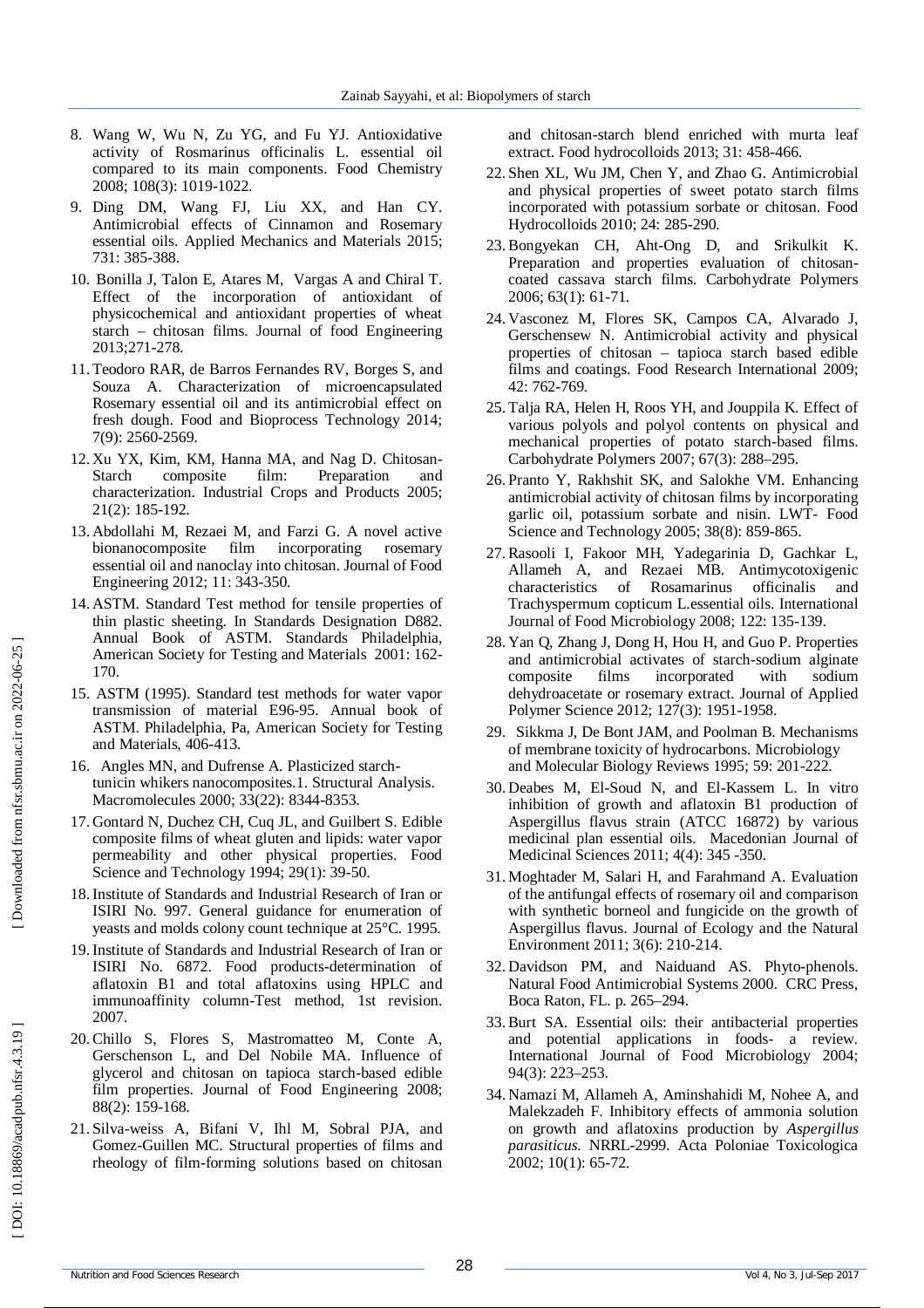8. Wang W, Wu N, Zu YG, and Fu YJ. Antioxidative activity of Rosmarinus officinalis L. essential oil compared to its main components. Food Chemistry 2008; 108(3): 1019-1022.
9. Ding DM, Wang FJ, Liu XX, and Han CY. Antimicrobial effects of Cinnamon and Rosemary essential oils. Applied Mechanics and Materials 2015; 731: 385-388.
10. Bonilla J, Talon E, Atares M, Vargas A and Chiral T. Effect of the incorporation of antioxidant of physicochemical and antioxidant properties of wheat starch – chitosan films. Journal of food Engineering 2013;271-278.
11. Teodoro RAR, de Barros Fernandes RV, Borges S, and Souza A. Characterization of microencapsulated Rosemary essential oil and its antimicrobial effect on fresh dough. Food and Bioprocess Technology 2014; 7(9): 2560-2569.
12. Xu YX, Kim, KM, Hanna MA, and Nag D. Chitosan-Starch composite film: Preparation and characterization. Industrial Crops and Products 2005; 21(2): 185-192.
13. Abdollahi M, Rezaei M, and Farzi G. A novel active bionanocomposite film incorporating rosemary essential oil and nanoclay into chitosan. Journal of Food Engineering 2012; 11: 343-350.
14. ASTM. Standard Test method for tensile properties of thin plastic sheeting. In Standards Designation D882. Annual Book of ASTM. Standards Philadelphia, American Society for Testing and Materials 2001: 162-170.
15. ASTM (1995). Standard test methods for water vapor transmission of material E96-95. Annual book of ASTM. Philadelphia, Pa, American Society for Testing and Materials, 406-413.
16. Angles MN, and Dufresne A. Plasticized starch-tunicin whikers nanocomposites.1. Structural Analysis. Macromolecules 2000; 33(22): 8344-8353.
17. Gontard N, Duchez CH, Cuq JL, and Guilbert S. Edible composite films of wheat gluten and lipids: water vapor permeability and other physical properties. Food Science and Technology 1994; 29(1): 39-50.
18. Institute of Standards and Industrial Research of Iran or ISIRI No. 997. General guidance for enumeration of yeasts and molds colony count technique at 25°C. 1995.
19. Institute of Standards and Industrial Research of Iran or ISIRI No. 6872. Food products-determination of aflatoxin B1 and total aflatoxins using HPLC and immunoaffinity column-Test method, 1st revision. 2007.
20. Chillo S, Flores S, Mastromatteo M, Conte A, Gerschenson L, and Del Nobile MA. Influence of glycerol and chitosan on tapioca starch-based edible film properties. Journal of Food Engineering 2008; 88(2): 159-168.
21. Silva-weiss A, Bifani V, Ihl M, Sobral PJA, and Gomez-Guillen MC. Structural properties of films and rheology of film-forming solutions based on chitosan and chitosan-starch blend enriched with murta leaf extract. Food hydrocolloids 2013; 31: 458-466.
22. Shen XL, Wu JM, Chen Y, and Zhao G. Antimicrobial and physical properties of sweet potato starch films incorporated with potassium sorbate or chitosan. Food Hydrocolloids 2010; 24: 285-290.
23. Bongyekan CH, Aht-Ong D, and Srikulkit K. Preparation and properties evaluation of chitosan-coated cassava starch films. Carbohydrate Polymers 2006; 63(1): 61-71.
24. Vasconez M, Flores SK, Campos CA, Alvarado J, Gerschensew N. Antimicrobial activity and physical properties of chitosan – tapioca starch based edible films and coatings. Food Research International 2009; 42: 762-769.
25. Talja RA, Helen H, Roos YH, and Jouppila K. Effect of various polyols and polyol contents on physical and mechanical properties of potato starch-based films. Carbohydrate Polymers 2007; 67(3): 288–295.
26. Pranto Y, Rakhshit SK, and Salokhe VM. Enhancing antimicrobial activity of chitosan films by incorporating garlic oil, potassium sorbate and nisin. LWT- Food Science and Technology 2005; 38(8): 859-865.
27. Rasooli I, Fakoor MH, Yadegarinia D, Gachkar L, Allameh A, and Rezaei MB. Antimycotoxigenic characteristics of Rosamarinus officinalis and Trachyspermum copticum L.essential oils. International Journal of Food Microbiology 2008; 122: 135-139.
28. Yan Q, Zhang J, Dong H, Hou H, and Guo P. Properties and antimicrobial activates of starch-sodium alginate composite films incorporated with sodium dehydroacetate or rosemary extract. Journal of Applied Polymer Science 2012; 127(3): 1951-1958.
29. Sikkma J, De Bont JAM, and Poolman B. Mechanisms of membrane toxicity of hydrocarbons. Microbiology and Molecular Biology Reviews 1995; 59: 201-222.
30. Deabes M, El-Soud N, and El-Kassem L. In vitro inhibition of growth and aflatoxin B1 production of Aspergillus flavus strain (ATCC 16872) by various medicinal plan essential oils. Macedonian Journal of Medicinal Sciences 2011; 4(4): 345 -350.
31. Moghtader M, Salari H, and Farahmand A. Evaluation of the antifungal effects of rosemary oil and comparison with synthetic borneol and fungicide on the growth of Aspergillus flavus. Journal of Ecology and the Natural Environment 2011; 3(6): 210-214.
32. Davidson PM, and Naiduand AS. Phyto-phenols. Natural Food Antimicrobial Systems 2000. CRC Press, Boca Raton, FL. p. 265–294.
33. Burt SA. Essential oils: their antibacterial properties and potential applications in foods- a review. International Journal of Food Microbiology 2004; 94(3): 223–253.
34. Namazi M, Allameh A, Aminshahidi M, Nohee A, and Malekzadeh F. Inhibitory effects of ammonia solution on growth and aflatoxins production by *Aspergillus parasiticus.* NRRL-2999. Acta Poloniae Toxicologica 2002; 10(1): 65-72.